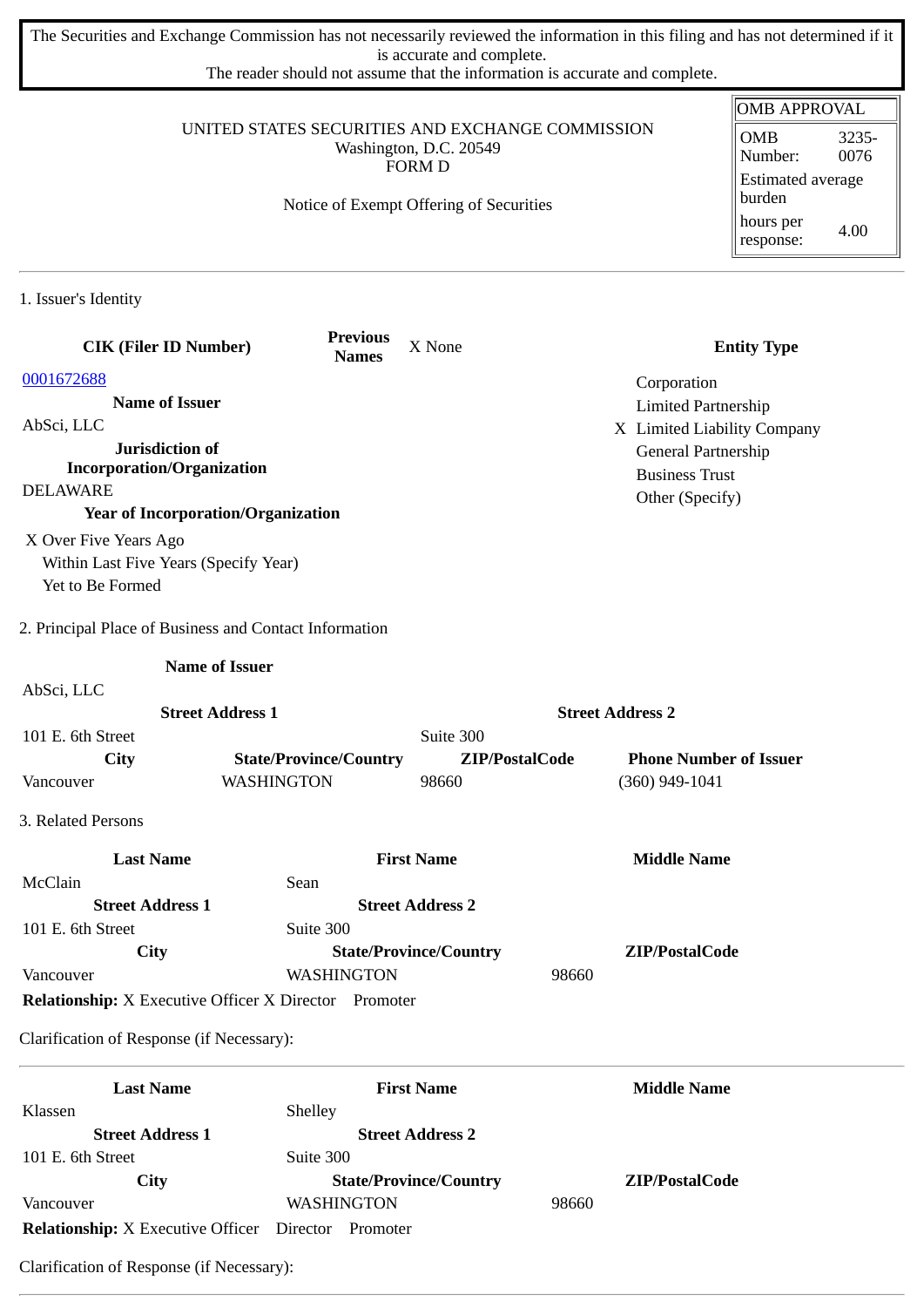The Securities and Exchange Commission has not necessarily reviewed the information in this filing and has not determined if it is accurate and complete.
The reader should not assume that the information is accurate and complete.

| OMB APPROVAL | |
|---|---|
| OMB Number: | 3235-0076 |
| Estimated average burden | |
| hours per response: | 4.00 |

UNITED STATES SECURITIES AND EXCHANGE COMMISSION
Washington, D.C. 20549
FORM D

Notice of Exempt Offering of Securities

## 1. Issuer's Identity

| CIK (Filer ID Number) | Previous Names | X None | Entity Type |
|---|---|---|---|
| 0001672688 | | | Corporation |
| **Name of Issuer** | | | Limited Partnership |
| AbSci, LLC | | | X Limited Liability Company |
| **Jurisdiction of Incorporation/Organization** | | | General Partnership |
| DELAWARE | | | Business Trust |
| **Year of Incorporation/Organization** | | | Other (Specify) |

X Over Five Years Ago
Within Last Five Years (Specify Year)
Yet to Be Formed

## 2. Principal Place of Business and Contact Information

| Name of Issuer | | | |
|---|---|---|---|
| AbSci, LLC | | | |
| **Street Address 1** | | **Street Address 2** | |
| 101 E. 6th Street | | Suite 300 | |
| **City** | **State/Province/Country** | **ZIP/PostalCode** | **Phone Number of Issuer** |
| Vancouver | WASHINGTON | 98660 | (360) 949-1041 |

## 3. Related Persons

| Last Name | First Name | Middle Name |
|---|---|---|
| McClain | Sean | |
| **Street Address 1** | **Street Address 2** | |
| 101 E. 6th Street | Suite 300 | |
| **City** | **State/Province/Country** | **ZIP/PostalCode** |
| Vancouver | WASHINGTON | 98660 |

**Relationship:** X Executive Officer X Director Promoter

Clarification of Response (if Necessary):

| Last Name | First Name | Middle Name |
|---|---|---|
| Klassen | Shelley | |
| **Street Address 1** | **Street Address 2** | |
| 101 E. 6th Street | Suite 300 | |
| **City** | **State/Province/Country** | **ZIP/PostalCode** |
| Vancouver | WASHINGTON | 98660 |

**Relationship:** X Executive Officer Director Promoter

Clarification of Response (if Necessary):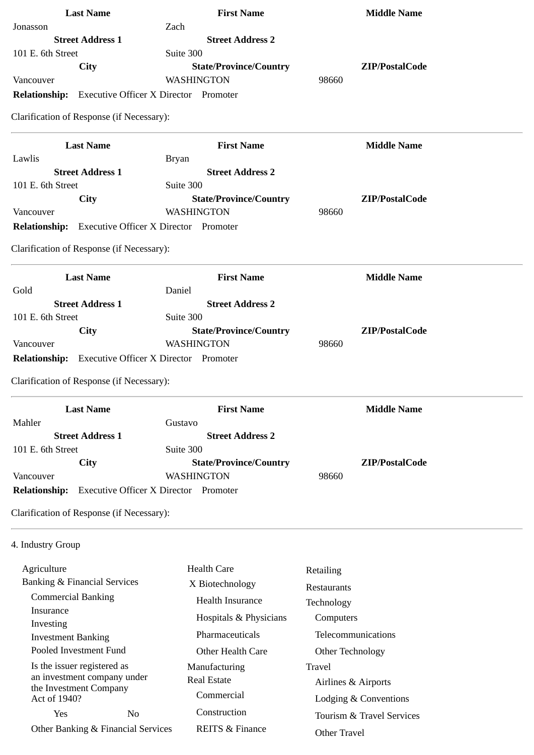| Last Name | First Name | Middle Name |
| --- | --- | --- |
| Jonasson | Zach | |
| **Street Address 1** | **Street Address 2** | |
| 101 E. 6th Street | Suite 300 | |
| **City** | **State/Province/Country** | **ZIP/PostalCode** |
| Vancouver | WASHINGTON | 98660 |

**Relationship:** Executive Officer X Director Promoter

Clarification of Response (if Necessary):

---

| Last Name | First Name | Middle Name |
| --- | --- | --- |
| Lawlis | Bryan | |
| **Street Address 1** | **Street Address 2** | |
| 101 E. 6th Street | Suite 300 | |
| **City** | **State/Province/Country** | **ZIP/PostalCode** |
| Vancouver | WASHINGTON | 98660 |

**Relationship:** Executive Officer X Director Promoter

Clarification of Response (if Necessary):

---

| Last Name | First Name | Middle Name |
| --- | --- | --- |
| Gold | Daniel | |
| **Street Address 1** | **Street Address 2** | |
| 101 E. 6th Street | Suite 300 | |
| **City** | **State/Province/Country** | **ZIP/PostalCode** |
| Vancouver | WASHINGTON | 98660 |

**Relationship:** Executive Officer X Director Promoter

Clarification of Response (if Necessary):

---

| Last Name | First Name | Middle Name |
| --- | --- | --- |
| Mahler | Gustavo | |
| **Street Address 1** | **Street Address 2** | |
| 101 E. 6th Street | Suite 300 | |
| **City** | **State/Province/Country** | **ZIP/PostalCode** |
| Vancouver | WASHINGTON | 98660 |

**Relationship:** Executive Officer X Director Promoter

Clarification of Response (if Necessary):

---

4. Industry Group

- Agriculture
- Banking & Financial Services
  - Commercial Banking
  - Insurance
  - Investing
  - Investment Banking
  - Pooled Investment Fund
  - Is the issuer registered as an investment company under the Investment Company Act of 1940?
    - Yes No
  - Other Banking & Financial Services
- Health Care
  - X Biotechnology
  - Health Insurance
  - Hospitals & Physicians
  - Pharmaceuticals
  - Other Health Care
- Manufacturing
- Real Estate
  - Commercial
  - Construction
  - REITS & Finance
- Retailing
- Restaurants
- Technology
  - Computers
  - Telecommunications
  - Other Technology
- Travel
  - Airlines & Airports
  - Lodging & Conventions
  - Tourism & Travel Services
  - Other Travel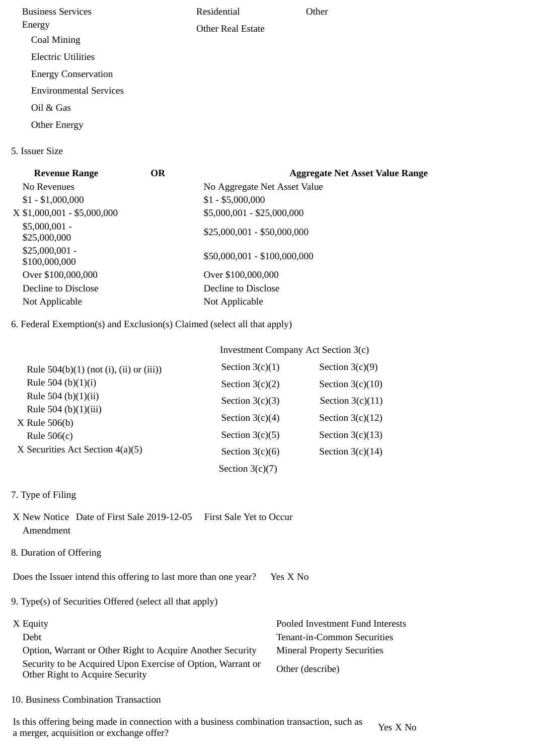| | | |
|---|---|---|
| Business Services | Residential | Other |
| Energy | Other Real Estate | |
| Coal Mining | | |
| Electric Utilities | | |
| Energy Conservation | | |
| Environmental Services | | |
| Oil & Gas | | |
| Other Energy | | |

5. Issuer Size

| Revenue Range | OR | Aggregate Net Asset Value Range |
|---|---|---|
| No Revenues | | No Aggregate Net Asset Value |
| $1 - $1,000,000 | | $1 - $5,000,000 |
| X $1,000,001 - $5,000,000 | | $5,000,001 - $25,000,000 |
| $5,000,001 - $25,000,000 | | $25,000,001 - $50,000,000 |
| $25,000,001 - $100,000,000 | | $50,000,001 - $100,000,000 |
| Over $100,000,000 | | Over $100,000,000 |
| Decline to Disclose | | Decline to Disclose |
| Not Applicable | | Not Applicable |

6. Federal Exemption(s) and Exclusion(s) Claimed (select all that apply)

| | Investment Company Act Section 3(c) | |
|---|---|---|
| Rule 504(b)(1) (not (i), (ii) or (iii)) | Section 3(c)(1) | Section 3(c)(9) |
| Rule 504 (b)(1)(i) | Section 3(c)(2) | Section 3(c)(10) |
| Rule 504 (b)(1)(ii) | Section 3(c)(3) | Section 3(c)(11) |
| Rule 504 (b)(1)(iii) | Section 3(c)(4) | Section 3(c)(12) |
| X Rule 506(b) | Section 3(c)(5) | Section 3(c)(13) |
| Rule 506(c) | Section 3(c)(6) | Section 3(c)(14) |
| X Securities Act Section 4(a)(5) | Section 3(c)(7) | |

7. Type of Filing

X New Notice Date of First Sale 2019-12-05 First Sale Yet to Occur

Amendment

8. Duration of Offering

Does the Issuer intend this offering to last more than one year? Yes X No

9. Type(s) of Securities Offered (select all that apply)

| | |
|---|---|
| X Equity | Pooled Investment Fund Interests |
| Debt | Tenant-in-Common Securities |
| Option, Warrant or Other Right to Acquire Another Security | Mineral Property Securities |
| Security to be Acquired Upon Exercise of Option, Warrant or Other Right to Acquire Security | Other (describe) |

10. Business Combination Transaction

Is this offering being made in connection with a business combination transaction, such as a merger, acquisition or exchange offer? Yes X No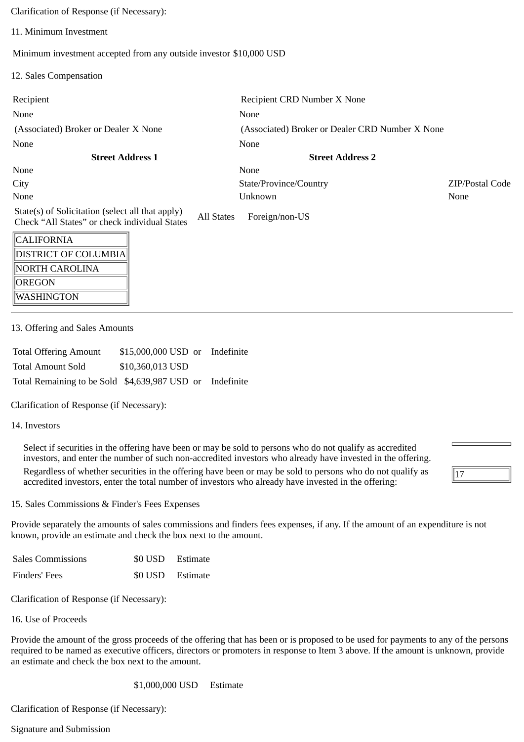Clarification of Response (if Necessary):

11. Minimum Investment

Minimum investment accepted from any outside investor $10,000 USD

12. Sales Compensation

| Recipient | Recipient CRD Number X None | |
|---|---|---|
| None | None | |
| (Associated) Broker or Dealer X None | (Associated) Broker or Dealer CRD Number X None | |
| None | None | |
| **Street Address 1** | **Street Address 2** | |
| None | None | |
| City | State/Province/Country | ZIP/Postal Code |
| None | Unknown | None |

State(s) of Solicitation (select all that apply)
Check "All States" or check individual States    All States    Foreign/non-US

| |
|---|
| CALIFORNIA |
| DISTRICT OF COLUMBIA |
| NORTH CAROLINA |
| OREGON |
| WASHINGTON |

---

13. Offering and Sales Amounts

| | | | |
|---|---|---|---|
| Total Offering Amount | $15,000,000 USD | or | Indefinite |
| Total Amount Sold | $10,360,013 USD | | |
| Total Remaining to be Sold | $4,639,987 USD | or | Indefinite |

Clarification of Response (if Necessary):

14. Investors

Select if securities in the offering have been or may be sold to persons who do not qualify as accredited investors, and enter the number of such non-accredited investors who already have invested in the offering.

Regardless of whether securities in the offering have been or may be sold to persons who do not qualify as accredited investors, enter the total number of investors who already have invested in the offering: 17

15. Sales Commissions & Finder's Fees Expenses

Provide separately the amounts of sales commissions and finders fees expenses, if any. If the amount of an expenditure is not known, provide an estimate and check the box next to the amount.

| | | |
|---|---|---|
| Sales Commissions | $0 USD | Estimate |
| Finders' Fees | $0 USD | Estimate |

Clarification of Response (if Necessary):

16. Use of Proceeds

Provide the amount of the gross proceeds of the offering that has been or is proposed to be used for payments to any of the persons required to be named as executive officers, directors or promoters in response to Item 3 above. If the amount is unknown, provide an estimate and check the box next to the amount.

$1,000,000 USD    Estimate

Clarification of Response (if Necessary):

Signature and Submission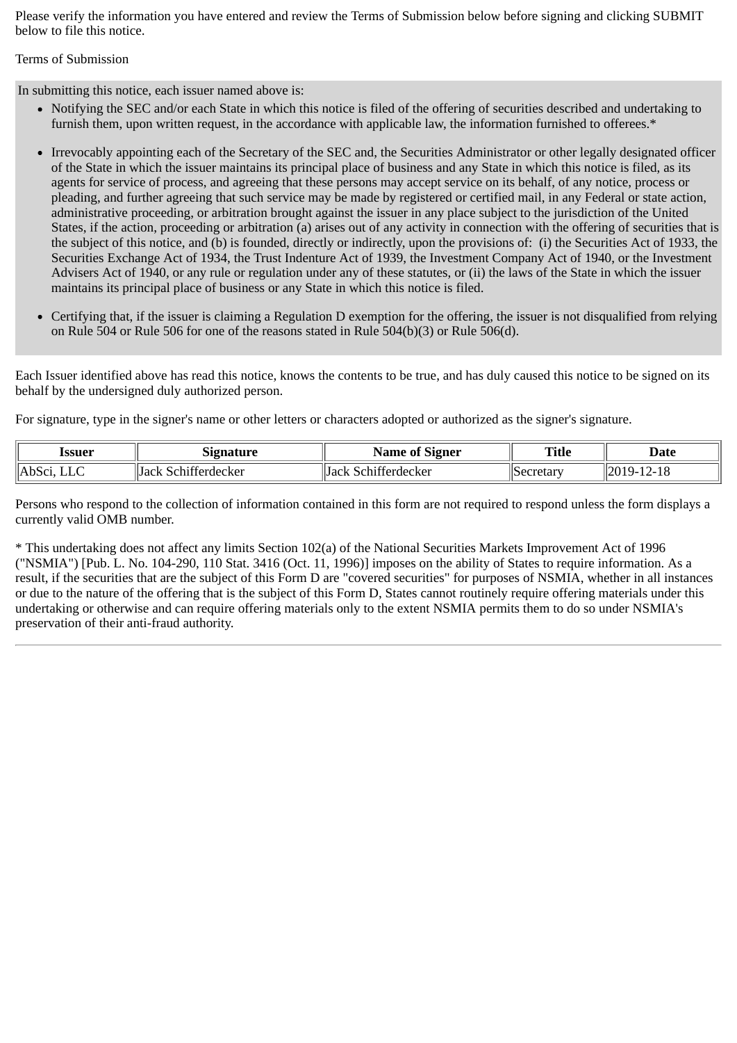Please verify the information you have entered and review the Terms of Submission below before signing and clicking SUBMIT below to file this notice.

Terms of Submission

In submitting this notice, each issuer named above is:

- Notifying the SEC and/or each State in which this notice is filed of the offering of securities described and undertaking to furnish them, upon written request, in the accordance with applicable law, the information furnished to offerees.*
- Irrevocably appointing each of the Secretary of the SEC and, the Securities Administrator or other legally designated officer of the State in which the issuer maintains its principal place of business and any State in which this notice is filed, as its agents for service of process, and agreeing that these persons may accept service on its behalf, of any notice, process or pleading, and further agreeing that such service may be made by registered or certified mail, in any Federal or state action, administrative proceeding, or arbitration brought against the issuer in any place subject to the jurisdiction of the United States, if the action, proceeding or arbitration (a) arises out of any activity in connection with the offering of securities that is the subject of this notice, and (b) is founded, directly or indirectly, upon the provisions of: (i) the Securities Act of 1933, the Securities Exchange Act of 1934, the Trust Indenture Act of 1939, the Investment Company Act of 1940, or the Investment Advisers Act of 1940, or any rule or regulation under any of these statutes, or (ii) the laws of the State in which the issuer maintains its principal place of business or any State in which this notice is filed.
- Certifying that, if the issuer is claiming a Regulation D exemption for the offering, the issuer is not disqualified from relying on Rule 504 or Rule 506 for one of the reasons stated in Rule 504(b)(3) or Rule 506(d).

Each Issuer identified above has read this notice, knows the contents to be true, and has duly caused this notice to be signed on its behalf by the undersigned duly authorized person.

For signature, type in the signer's name or other letters or characters adopted or authorized as the signer's signature.

| Issuer | Signature | Name of Signer | Title | Date |
|---|---|---|---|---|
| AbSci, LLC | Jack Schifferdecker | Jack Schifferdecker | Secretary | 2019-12-18 |

Persons who respond to the collection of information contained in this form are not required to respond unless the form displays a currently valid OMB number.

* This undertaking does not affect any limits Section 102(a) of the National Securities Markets Improvement Act of 1996 ("NSMIA") [Pub. L. No. 104-290, 110 Stat. 3416 (Oct. 11, 1996)] imposes on the ability of States to require information. As a result, if the securities that are the subject of this Form D are "covered securities" for purposes of NSMIA, whether in all instances or due to the nature of the offering that is the subject of this Form D, States cannot routinely require offering materials under this undertaking or otherwise and can require offering materials only to the extent NSMIA permits them to do so under NSMIA's preservation of their anti-fraud authority.